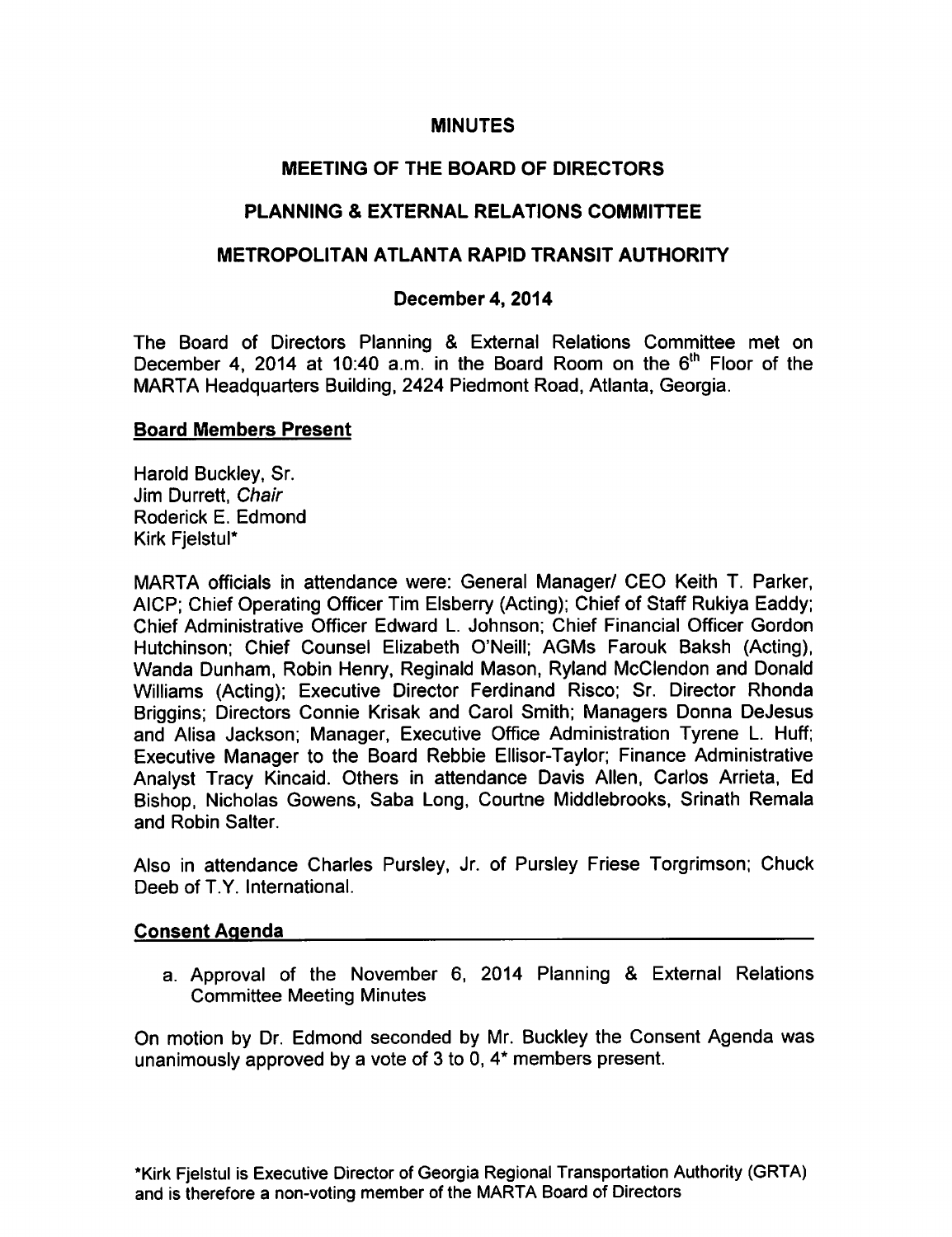# MINUTES

## MEETING OF THE BOARD OF DIRECTORS

## PLANNING & EXTERNAL RELATIONS COMMITTEE

## METROPOLITAN ATLANTA RAPID TRANSIT AUTHORITY

### December 4, 2014

The Board of Directors Planning & External Relations Committee met on December 4, 2014 at 10:40 a.m. in the Board Room on the 6th Floor of the MARTA Headquarters Building, 2424 Piedmont Road, Atlanta, Georgia.

**Board Members Present**

Harold Buckley, Sr.
Jim Durrett, *Chair*
Roderick E. Edmond
Kirk Fjelstul*

MARTA officials in attendance were: General Manager/ CEO Keith T. Parker, AICP; Chief Operating Officer Tim Elsberry (Acting); Chief of Staff Rukiya Eaddy; Chief Administrative Officer Edward L. Johnson; Chief Financial Officer Gordon Hutchinson; Chief Counsel Elizabeth O'Neill; AGMs Farouk Baksh (Acting), Wanda Dunham, Robin Henry, Reginald Mason, Ryland McClendon and Donald Williams (Acting); Executive Director Ferdinand Risco; Sr. Director Rhonda Briggins; Directors Connie Krisak and Carol Smith; Managers Donna DeJesus and Alisa Jackson; Manager, Executive Office Administration Tyrene L. Huff; Executive Manager to the Board Rebbie Ellisor-Taylor; Finance Administrative Analyst Tracy Kincaid. Others in attendance Davis Allen, Carlos Arrieta, Ed Bishop, Nicholas Gowens, Saba Long, Courtne Middlebrooks, Srinath Remala and Robin Salter.

Also in attendance Charles Pursley, Jr. of Pursley Friese Torgrimson; Chuck Deeb of T.Y. International.

**Consent Agenda**

a. Approval of the November 6, 2014 Planning & External Relations Committee Meeting Minutes

On motion by Dr. Edmond seconded by Mr. Buckley the Consent Agenda was unanimously approved by a vote of 3 to 0, 4* members present.

*Kirk Fjelstul is Executive Director of Georgia Regional Transportation Authority (GRTA) and is therefore a non-voting member of the MARTA Board of Directors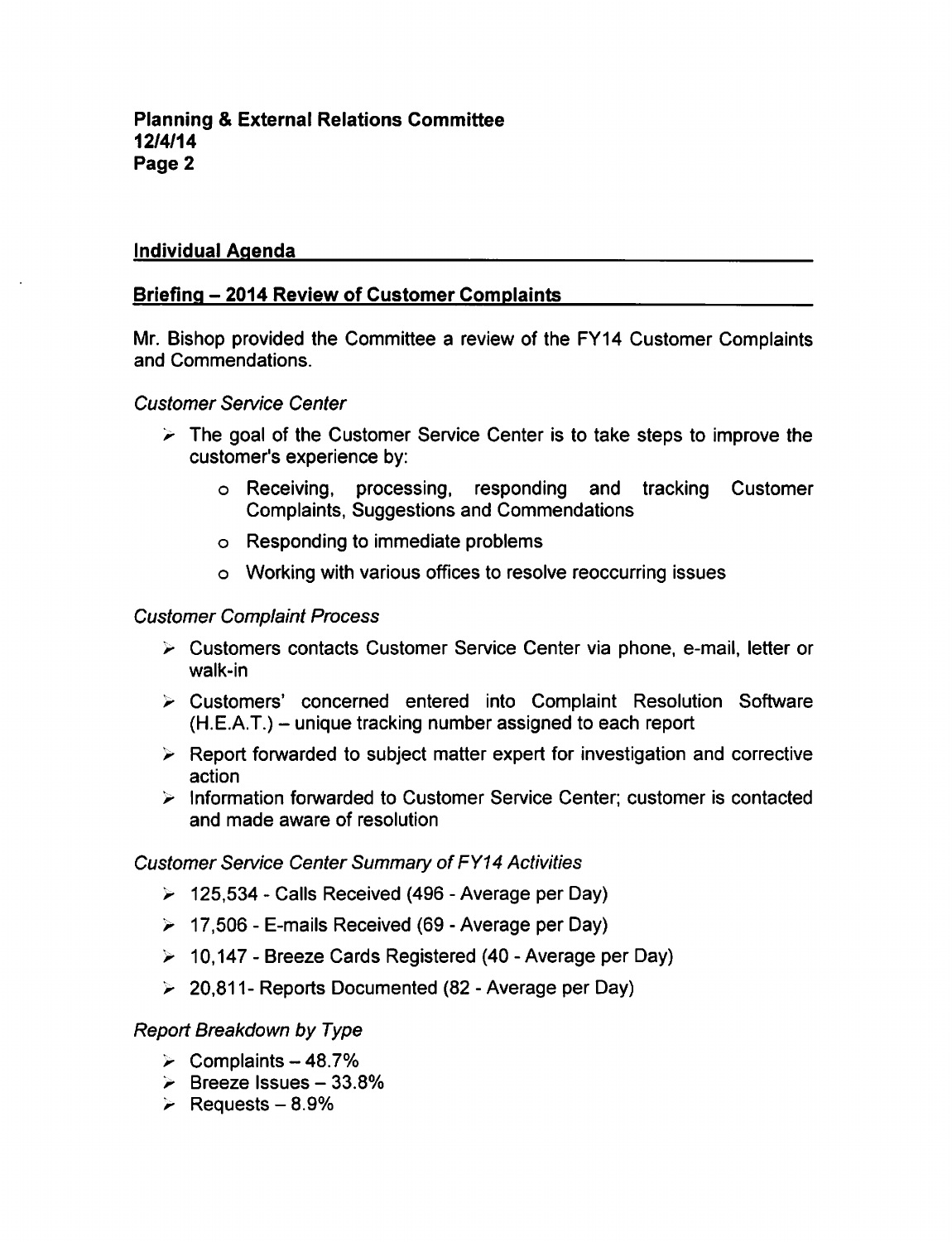**Planning & External Relations Committee**
**12/4/14**
**Page 2**

## Individual Agenda

## Briefing – 2014 Review of Customer Complaints

Mr. Bishop provided the Committee a review of the FY14 Customer Complaints and Commendations.

*Customer Service Center*

- The goal of the Customer Service Center is to take steps to improve the customer's experience by:
  - Receiving, processing, responding and tracking Customer Complaints, Suggestions and Commendations
  - Responding to immediate problems
  - Working with various offices to resolve reoccurring issues

*Customer Complaint Process*

- Customers contacts Customer Service Center via phone, e-mail, letter or walk-in
- Customers' concerned entered into Complaint Resolution Software (H.E.A.T.) – unique tracking number assigned to each report
- Report forwarded to subject matter expert for investigation and corrective action
- Information forwarded to Customer Service Center; customer is contacted and made aware of resolution

*Customer Service Center Summary of FY14 Activities*

- 125,534 - Calls Received (496 - Average per Day)
- 17,506 - E-mails Received (69 - Average per Day)
- 10,147 - Breeze Cards Registered (40 - Average per Day)
- 20,811- Reports Documented (82 - Average per Day)

*Report Breakdown by Type*

- Complaints – 48.7%
- Breeze Issues – 33.8%
- Requests – 8.9%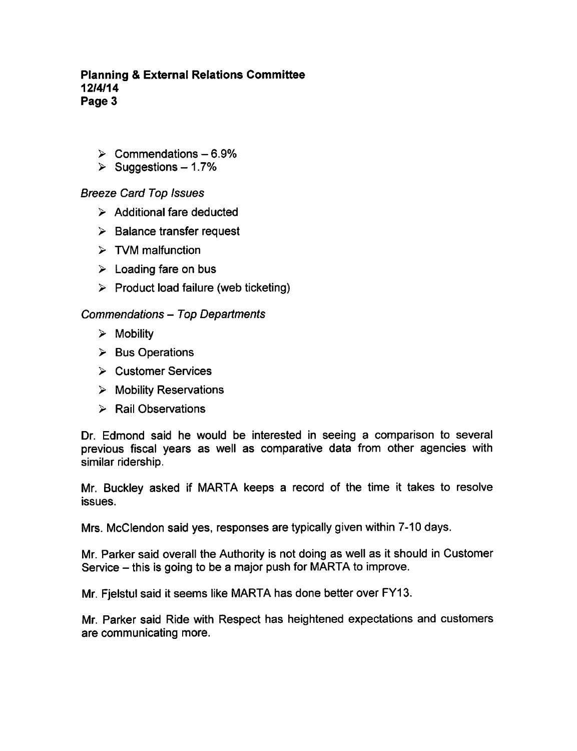- Commendations – 6.9%
- Suggestions – 1.7%

*Breeze Card Top Issues*

- Additional fare deducted
- Balance transfer request
- TVM malfunction
- Loading fare on bus
- Product load failure (web ticketing)

*Commendations – Top Departments*

- Mobility
- Bus Operations
- Customer Services
- Mobility Reservations
- Rail Observations

Dr. Edmond said he would be interested in seeing a comparison to several previous fiscal years as well as comparative data from other agencies with similar ridership.

Mr. Buckley asked if MARTA keeps a record of the time it takes to resolve issues.

Mrs. McClendon said yes, responses are typically given within 7-10 days.

Mr. Parker said overall the Authority is not doing as well as it should in Customer Service – this is going to be a major push for MARTA to improve.

Mr. Fjelstul said it seems like MARTA has done better over FY13.

Mr. Parker said Ride with Respect has heightened expectations and customers are communicating more.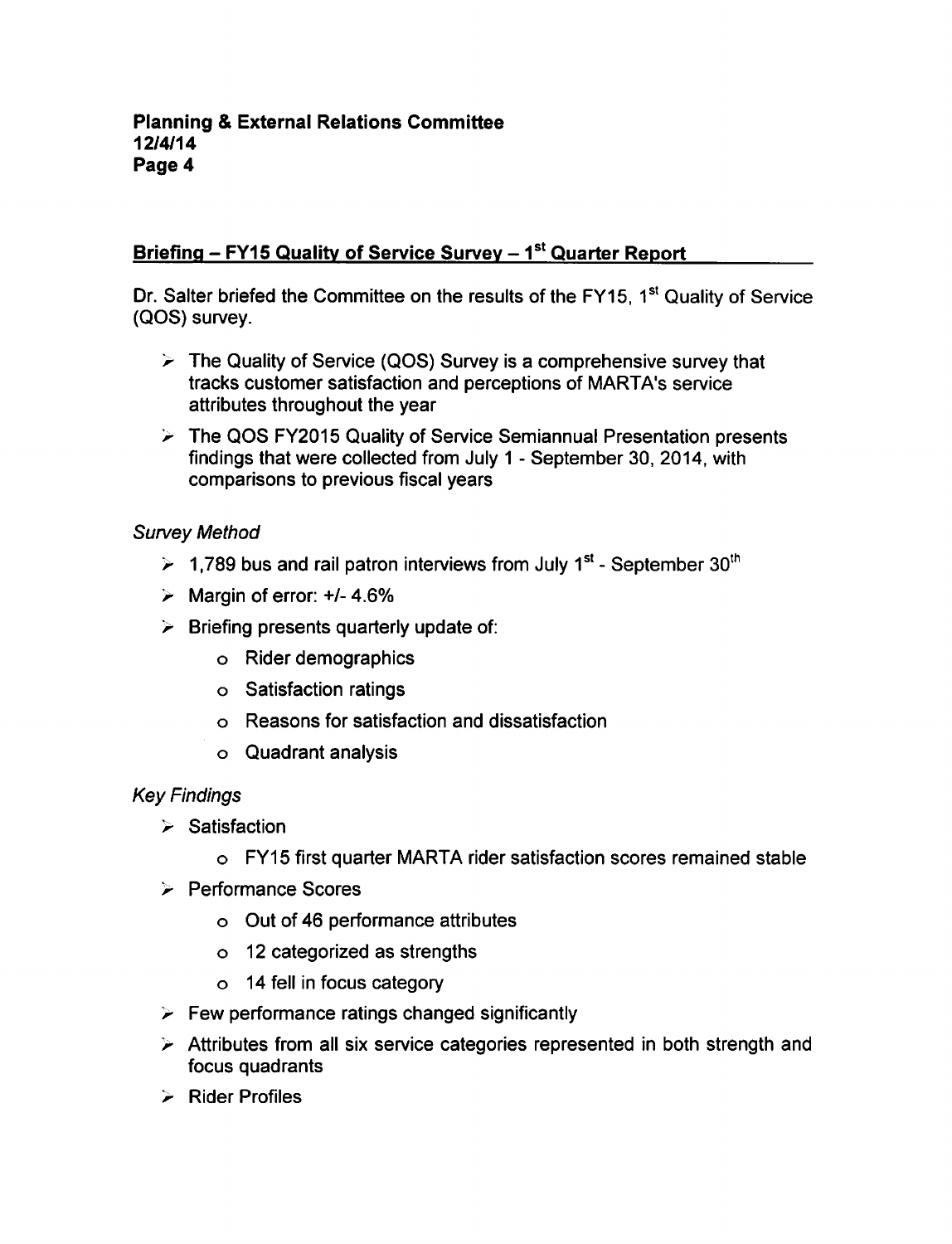**Planning & External Relations Committee**
**12/4/14**

## Briefing – FY15 Quality of Service Survey – 1st Quarter Report

Dr. Salter briefed the Committee on the results of the FY15, 1st Quality of Service (QOS) survey.

- The Quality of Service (QOS) Survey is a comprehensive survey that tracks customer satisfaction and perceptions of MARTA's service attributes throughout the year
- The QOS FY2015 Quality of Service Semiannual Presentation presents findings that were collected from July 1 - September 30, 2014, with comparisons to previous fiscal years

*Survey Method*

- 1,789 bus and rail patron interviews from July 1st - September 30th
- Margin of error: +/- 4.6%
- Briefing presents quarterly update of:
  - Rider demographics
  - Satisfaction ratings
  - Reasons for satisfaction and dissatisfaction
  - Quadrant analysis

*Key Findings*

- Satisfaction
  - FY15 first quarter MARTA rider satisfaction scores remained stable
- Performance Scores
  - Out of 46 performance attributes
  - 12 categorized as strengths
  - 14 fell in focus category
- Few performance ratings changed significantly
- Attributes from all six service categories represented in both strength and focus quadrants
- Rider Profiles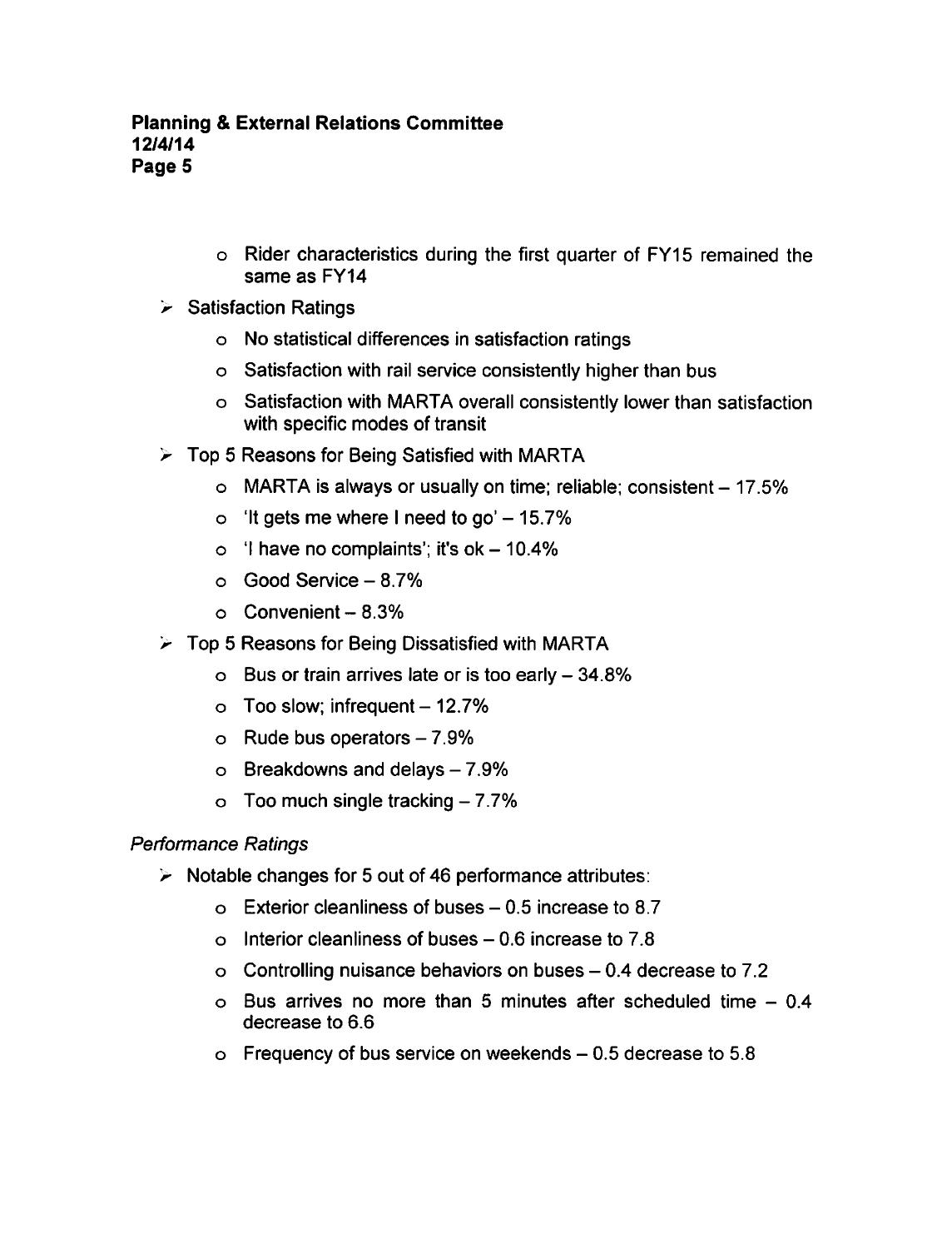- Rider characteristics during the first quarter of FY15 remained the same as FY14

- Satisfaction Ratings
  - No statistical differences in satisfaction ratings
  - Satisfaction with rail service consistently higher than bus
  - Satisfaction with MARTA overall consistently lower than satisfaction with specific modes of transit

- Top 5 Reasons for Being Satisfied with MARTA
  - MARTA is always or usually on time; reliable; consistent – 17.5%
  - 'It gets me where I need to go' – 15.7%
  - 'I have no complaints'; it's ok – 10.4%
  - Good Service – 8.7%
  - Convenient – 8.3%

- Top 5 Reasons for Being Dissatisfied with MARTA
  - Bus or train arrives late or is too early – 34.8%
  - Too slow; infrequent – 12.7%
  - Rude bus operators – 7.9%
  - Breakdowns and delays – 7.9%
  - Too much single tracking – 7.7%

*Performance Ratings*

- Notable changes for 5 out of 46 performance attributes:
  - Exterior cleanliness of buses – 0.5 increase to 8.7
  - Interior cleanliness of buses – 0.6 increase to 7.8
  - Controlling nuisance behaviors on buses – 0.4 decrease to 7.2
  - Bus arrives no more than 5 minutes after scheduled time – 0.4 decrease to 6.6
  - Frequency of bus service on weekends – 0.5 decrease to 5.8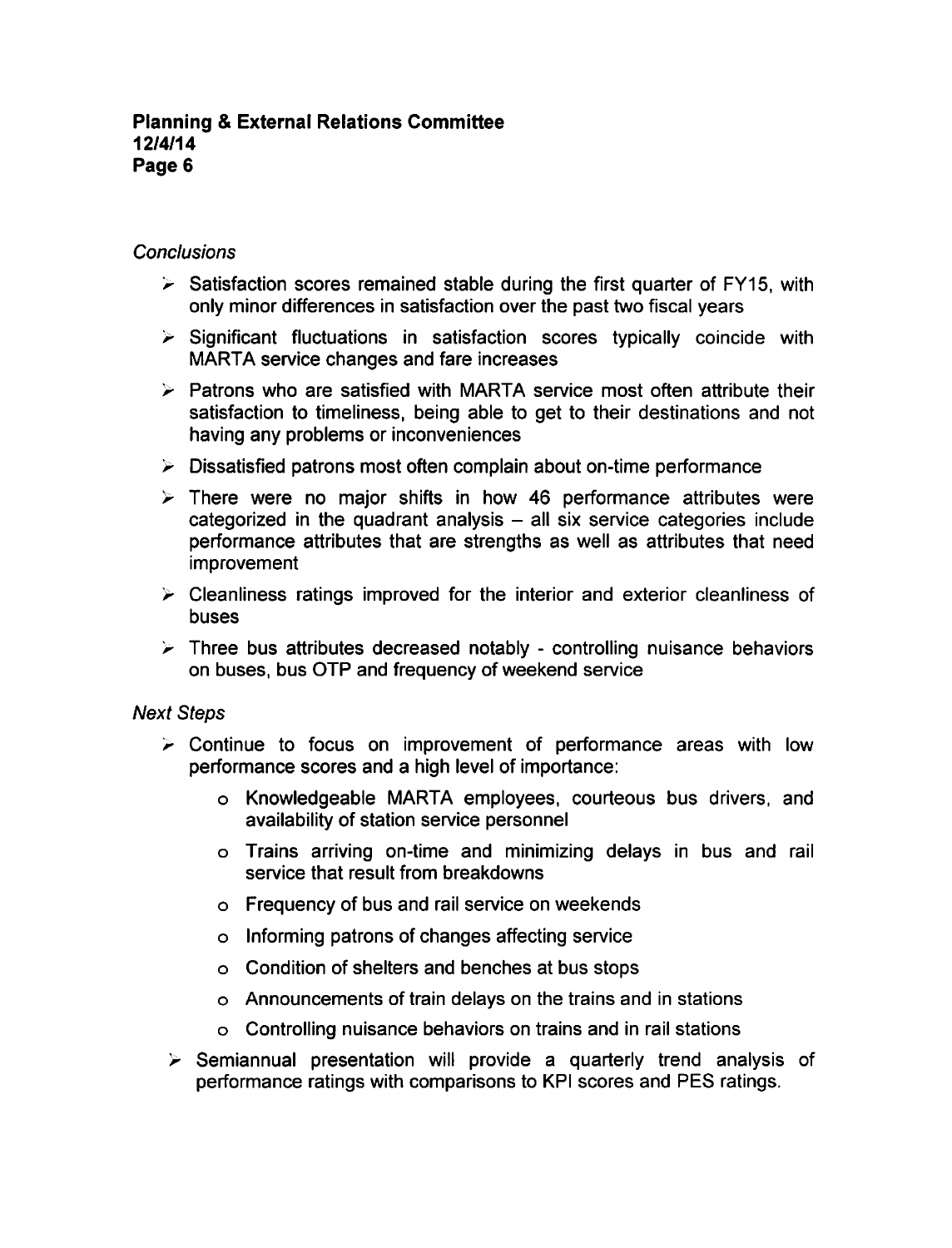*Conclusions*

- Satisfaction scores remained stable during the first quarter of FY15, with only minor differences in satisfaction over the past two fiscal years
- Significant fluctuations in satisfaction scores typically coincide with MARTA service changes and fare increases
- Patrons who are satisfied with MARTA service most often attribute their satisfaction to timeliness, being able to get to their destinations and not having any problems or inconveniences
- Dissatisfied patrons most often complain about on-time performance
- There were no major shifts in how 46 performance attributes were categorized in the quadrant analysis – all six service categories include performance attributes that are strengths as well as attributes that need improvement
- Cleanliness ratings improved for the interior and exterior cleanliness of buses
- Three bus attributes decreased notably - controlling nuisance behaviors on buses, bus OTP and frequency of weekend service

*Next Steps*

- Continue to focus on improvement of performance areas with low performance scores and a high level of importance:
  - Knowledgeable MARTA employees, courteous bus drivers, and availability of station service personnel
  - Trains arriving on-time and minimizing delays in bus and rail service that result from breakdowns
  - Frequency of bus and rail service on weekends
  - Informing patrons of changes affecting service
  - Condition of shelters and benches at bus stops
  - Announcements of train delays on the trains and in stations
  - Controlling nuisance behaviors on trains and in rail stations
- Semiannual presentation will provide a quarterly trend analysis of performance ratings with comparisons to KPI scores and PES ratings.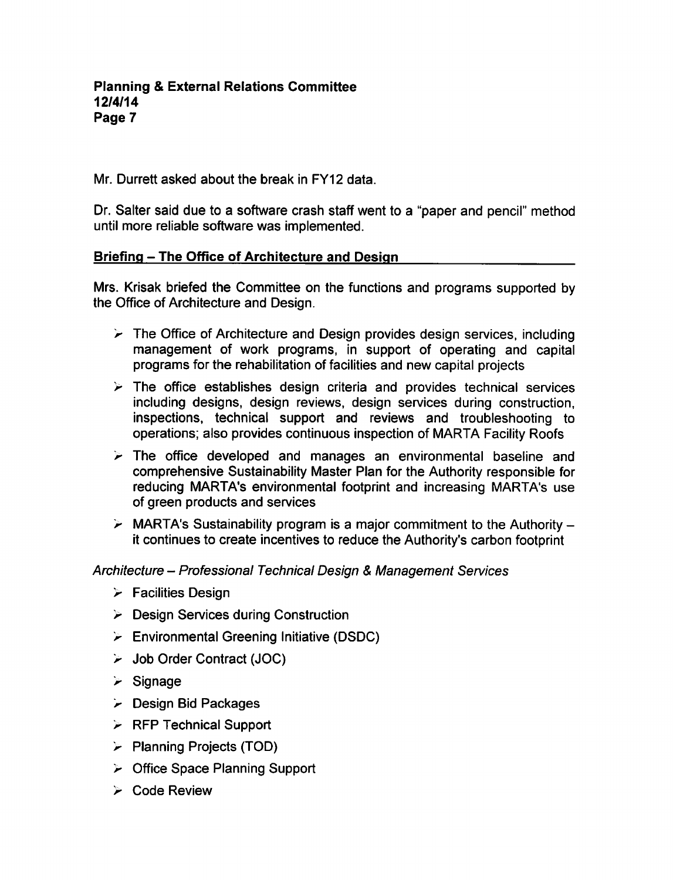Mr. Durrett asked about the break in FY12 data.

Dr. Salter said due to a software crash staff went to a "paper and pencil" method until more reliable software was implemented.

**Briefing – The Office of Architecture and Design**

Mrs. Krisak briefed the Committee on the functions and programs supported by the Office of Architecture and Design.

- The Office of Architecture and Design provides design services, including management of work programs, in support of operating and capital programs for the rehabilitation of facilities and new capital projects
- The office establishes design criteria and provides technical services including designs, design reviews, design services during construction, inspections, technical support and reviews and troubleshooting to operations; also provides continuous inspection of MARTA Facility Roofs
- The office developed and manages an environmental baseline and comprehensive Sustainability Master Plan for the Authority responsible for reducing MARTA's environmental footprint and increasing MARTA's use of green products and services
- MARTA's Sustainability program is a major commitment to the Authority – it continues to create incentives to reduce the Authority's carbon footprint

*Architecture – Professional Technical Design & Management Services*

- Facilities Design
- Design Services during Construction
- Environmental Greening Initiative (DSDC)
- Job Order Contract (JOC)
- Signage
- Design Bid Packages
- RFP Technical Support
- Planning Projects (TOD)
- Office Space Planning Support
- Code Review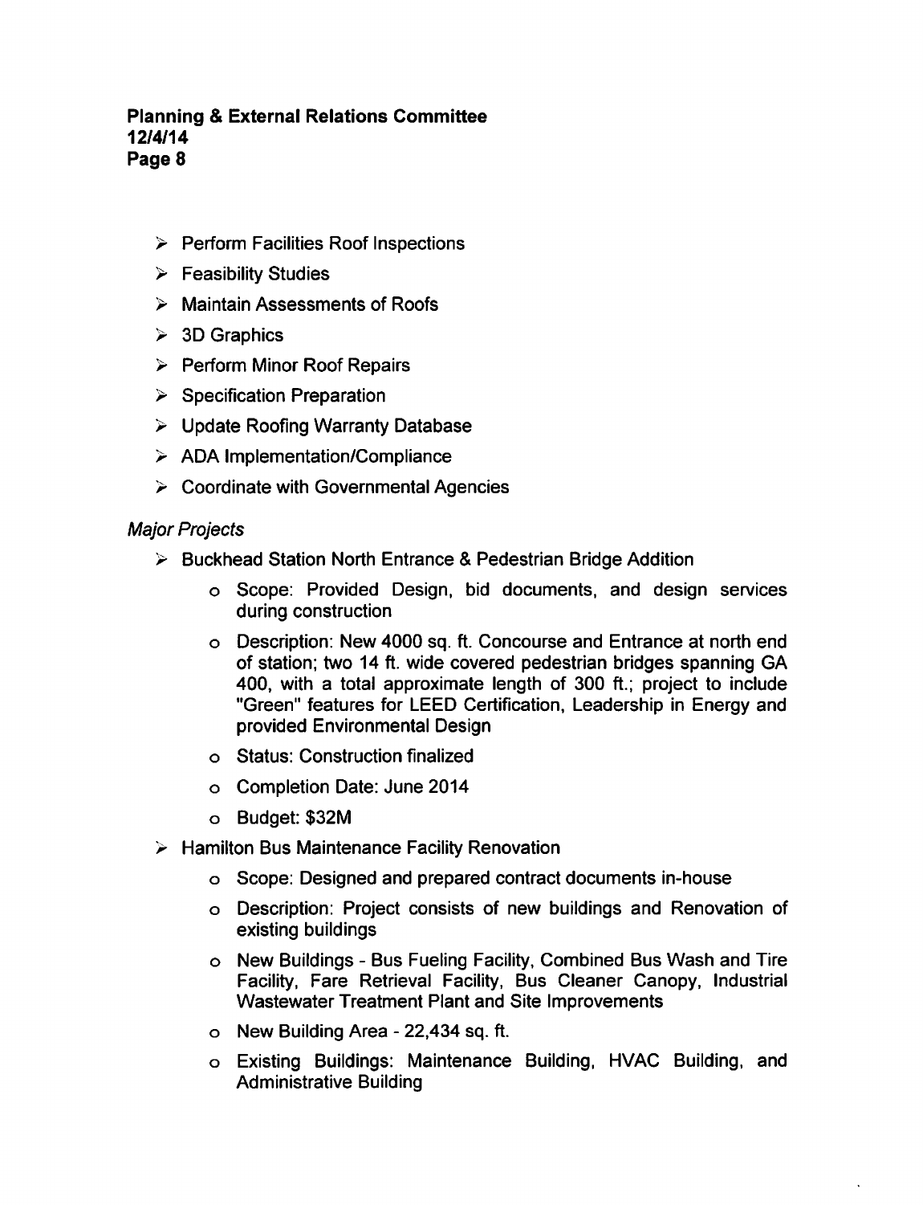- Perform Facilities Roof Inspections
- Feasibility Studies
- Maintain Assessments of Roofs
- 3D Graphics
- Perform Minor Roof Repairs
- Specification Preparation
- Update Roofing Warranty Database
- ADA Implementation/Compliance
- Coordinate with Governmental Agencies

*Major Projects*

- Buckhead Station North Entrance & Pedestrian Bridge Addition
  - Scope: Provided Design, bid documents, and design services during construction
  - Description: New 4000 sq. ft. Concourse and Entrance at north end of station; two 14 ft. wide covered pedestrian bridges spanning GA 400, with a total approximate length of 300 ft.; project to include "Green" features for LEED Certification, Leadership in Energy and provided Environmental Design
  - Status: Construction finalized
  - Completion Date: June 2014
  - Budget: $32M
- Hamilton Bus Maintenance Facility Renovation
  - Scope: Designed and prepared contract documents in-house
  - Description: Project consists of new buildings and Renovation of existing buildings
  - New Buildings - Bus Fueling Facility, Combined Bus Wash and Tire Facility, Fare Retrieval Facility, Bus Cleaner Canopy, Industrial Wastewater Treatment Plant and Site Improvements
  - New Building Area - 22,434 sq. ft.
  - Existing Buildings: Maintenance Building, HVAC Building, and Administrative Building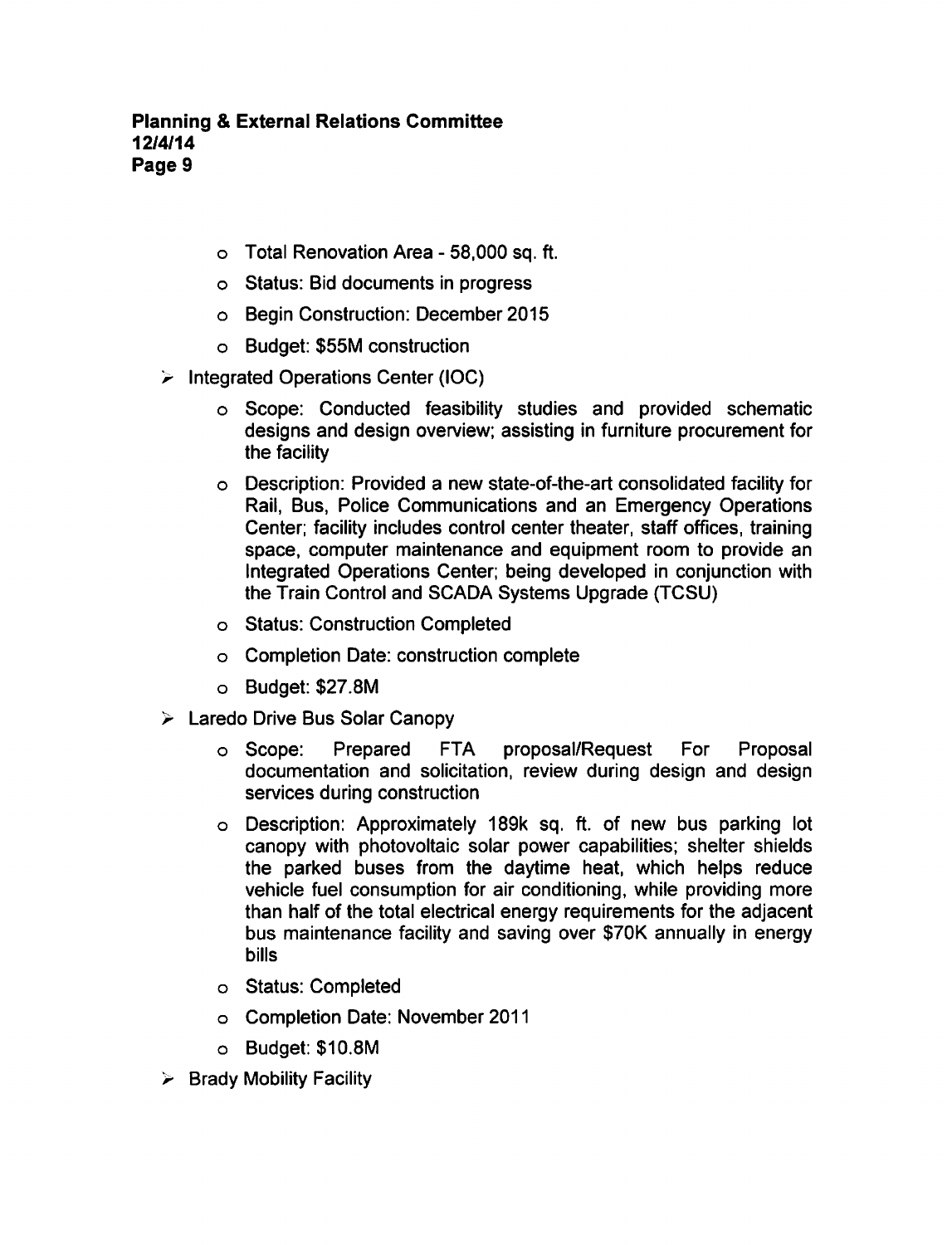- Total Renovation Area - 58,000 sq. ft.
    - Status: Bid documents in progress
    - Begin Construction: December 2015
    - Budget: $55M construction

- Integrated Operations Center (IOC)
    - Scope: Conducted feasibility studies and provided schematic designs and design overview; assisting in furniture procurement for the facility
    - Description: Provided a new state-of-the-art consolidated facility for Rail, Bus, Police Communications and an Emergency Operations Center; facility includes control center theater, staff offices, training space, computer maintenance and equipment room to provide an Integrated Operations Center; being developed in conjunction with the Train Control and SCADA Systems Upgrade (TCSU)
    - Status: Construction Completed
    - Completion Date: construction complete
    - Budget: $27.8M

- Laredo Drive Bus Solar Canopy
    - Scope: Prepared FTA proposal/Request For Proposal documentation and solicitation, review during design and design services during construction
    - Description: Approximately 189k sq. ft. of new bus parking lot canopy with photovoltaic solar power capabilities; shelter shields the parked buses from the daytime heat, which helps reduce vehicle fuel consumption for air conditioning, while providing more than half of the total electrical energy requirements for the adjacent bus maintenance facility and saving over $70K annually in energy bills
    - Status: Completed
    - Completion Date: November 2011
    - Budget: $10.8M

- Brady Mobility Facility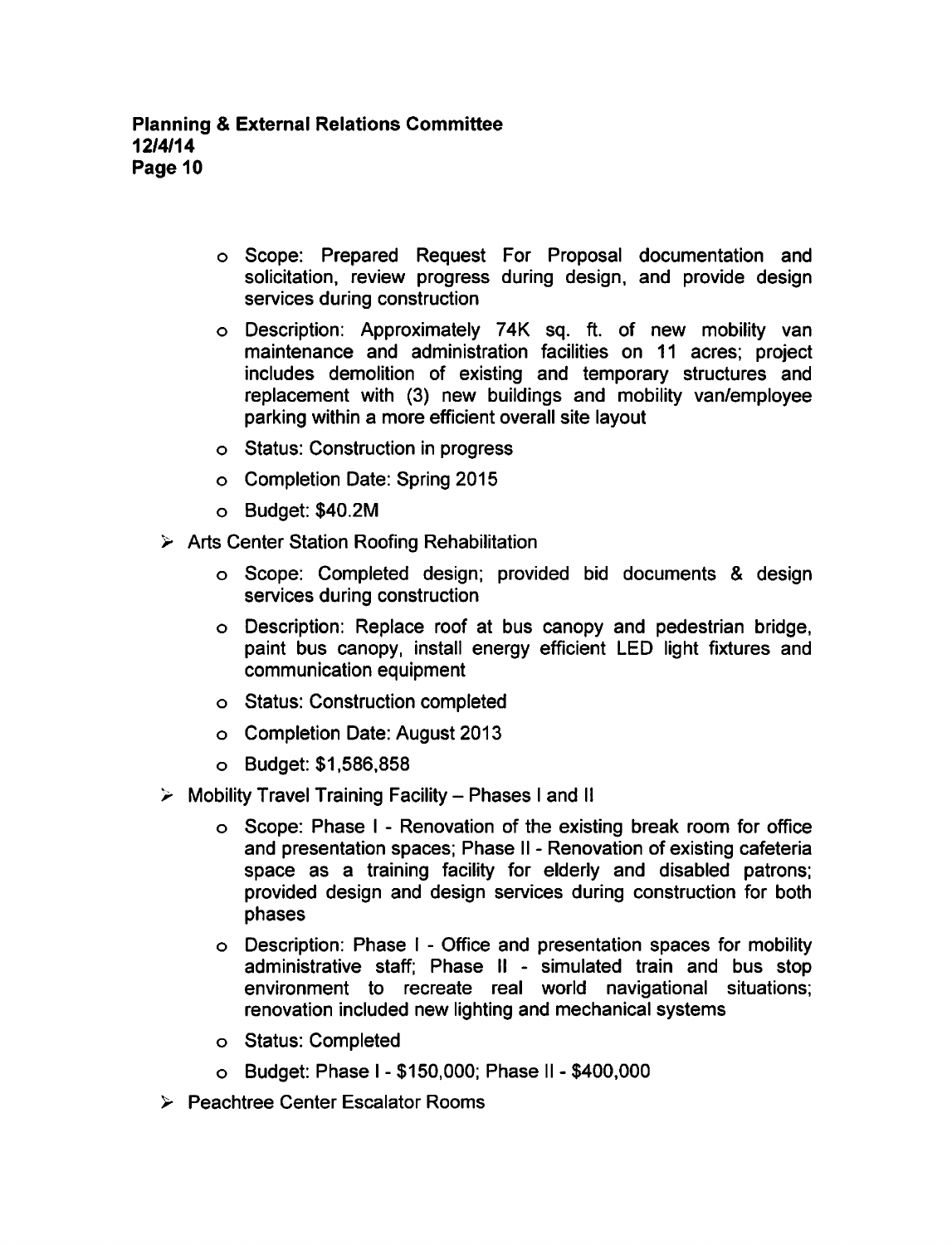- Scope: Prepared Request For Proposal documentation and solicitation, review progress during design, and provide design services during construction
  - Description: Approximately 74K sq. ft. of new mobility van maintenance and administration facilities on 11 acres; project includes demolition of existing and temporary structures and replacement with (3) new buildings and mobility van/employee parking within a more efficient overall site layout
  - Status: Construction in progress
  - Completion Date: Spring 2015
  - Budget: $40.2M

- Arts Center Station Roofing Rehabilitation
  - Scope: Completed design; provided bid documents & design services during construction
  - Description: Replace roof at bus canopy and pedestrian bridge, paint bus canopy, install energy efficient LED light fixtures and communication equipment
  - Status: Construction completed
  - Completion Date: August 2013
  - Budget: $1,586,858

- Mobility Travel Training Facility – Phases I and II
  - Scope: Phase I - Renovation of the existing break room for office and presentation spaces; Phase II - Renovation of existing cafeteria space as a training facility for elderly and disabled patrons; provided design and design services during construction for both phases
  - Description: Phase I - Office and presentation spaces for mobility administrative staff; Phase II - simulated train and bus stop environment to recreate real world navigational situations; renovation included new lighting and mechanical systems
  - Status: Completed
  - Budget: Phase I - $150,000; Phase II - $400,000

- Peachtree Center Escalator Rooms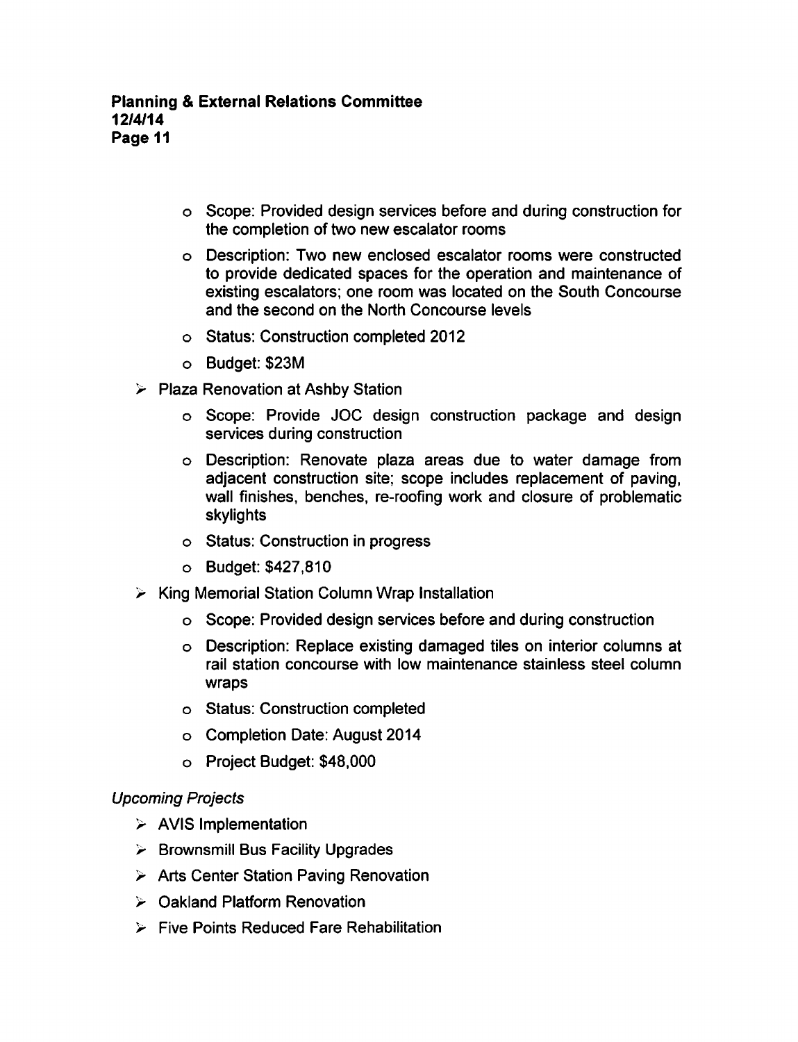- Scope: Provided design services before and during construction for the completion of two new escalator rooms
    - Description: Two new enclosed escalator rooms were constructed to provide dedicated spaces for the operation and maintenance of existing escalators; one room was located on the South Concourse and the second on the North Concourse levels
    - Status: Construction completed 2012
    - Budget: $23M
- Plaza Renovation at Ashby Station
    - Scope: Provide JOC design construction package and design services during construction
    - Description: Renovate plaza areas due to water damage from adjacent construction site; scope includes replacement of paving, wall finishes, benches, re-roofing work and closure of problematic skylights
    - Status: Construction in progress
    - Budget: $427,810
- King Memorial Station Column Wrap Installation
    - Scope: Provided design services before and during construction
    - Description: Replace existing damaged tiles on interior columns at rail station concourse with low maintenance stainless steel column wraps
    - Status: Construction completed
    - Completion Date: August 2014
    - Project Budget: $48,000

*Upcoming Projects*

- AVIS Implementation
- Brownsmill Bus Facility Upgrades
- Arts Center Station Paving Renovation
- Oakland Platform Renovation
- Five Points Reduced Fare Rehabilitation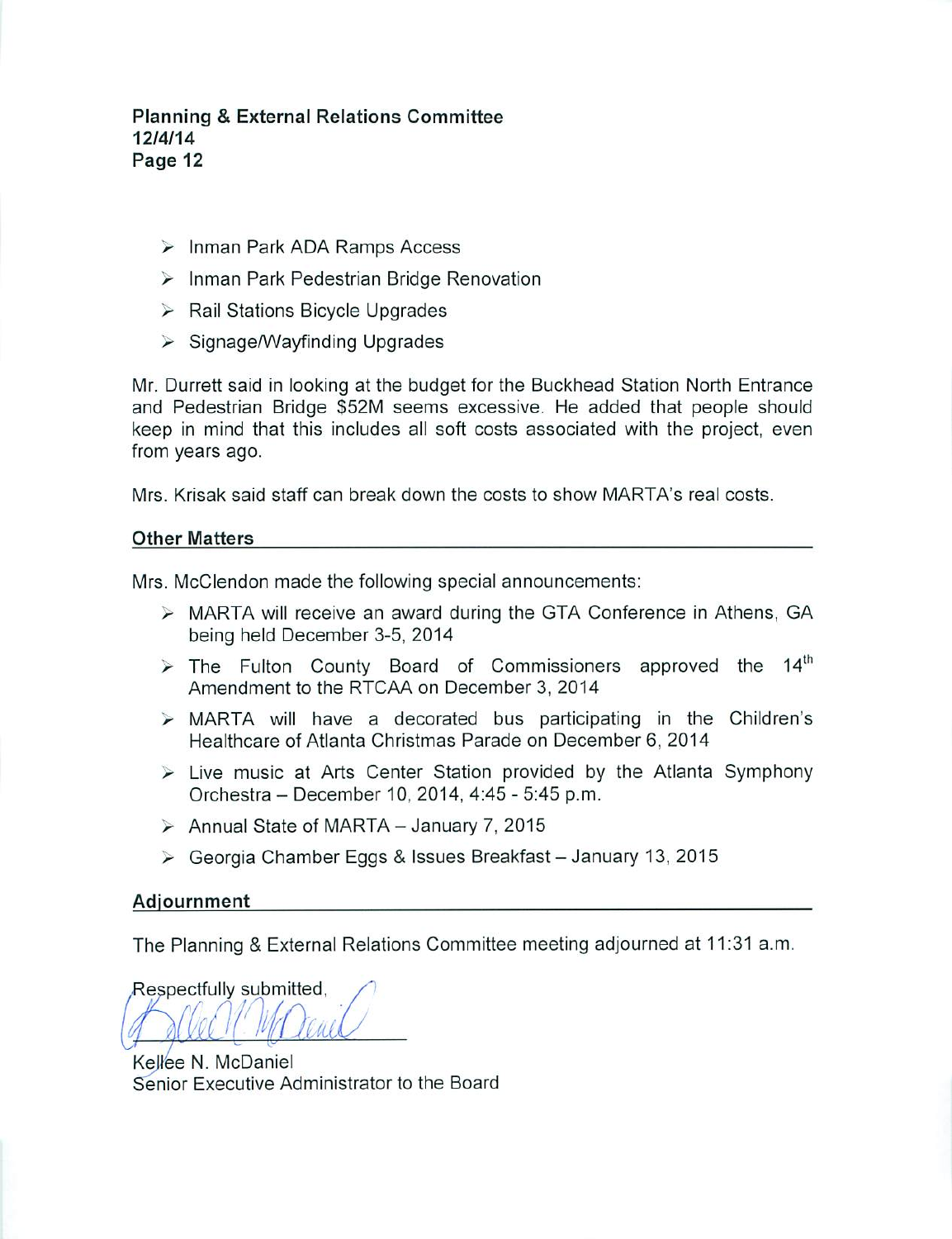- Inman Park ADA Ramps Access
- Inman Park Pedestrian Bridge Renovation
- Rail Stations Bicycle Upgrades
- Signage/Wayfinding Upgrades

Mr. Durrett said in looking at the budget for the Buckhead Station North Entrance and Pedestrian Bridge $52M seems excessive. He added that people should keep in mind that this includes all soft costs associated with the project, even from years ago.

Mrs. Krisak said staff can break down the costs to show MARTA's real costs.

## Other Matters

Mrs. McClendon made the following special announcements:

- MARTA will receive an award during the GTA Conference in Athens, GA being held December 3-5, 2014
- The Fulton County Board of Commissioners approved the 14th Amendment to the RTCAA on December 3, 2014
- MARTA will have a decorated bus participating in the Children's Healthcare of Atlanta Christmas Parade on December 6, 2014
- Live music at Arts Center Station provided by the Atlanta Symphony Orchestra – December 10, 2014, 4:45 - 5:45 p.m.
- Annual State of MARTA – January 7, 2015
- Georgia Chamber Eggs & Issues Breakfast – January 13, 2015

## Adjournment

The Planning & External Relations Committee meeting adjourned at 11:31 a.m.

Respectfully submitted,

Kellee N. McDaniel
Senior Executive Administrator to the Board